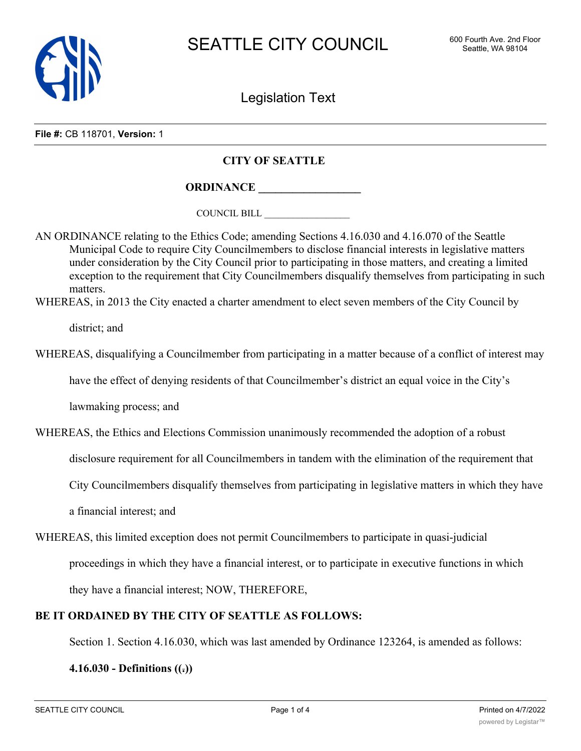# SEATTLE CITY COUNCIL

600 Fourth Ave. 2nd Floor
Seattle, WA 98104

## Legislation Text

**File #:** CB 118701, **Version:** 1

**CITY OF SEATTLE**

**ORDINANCE __________________**

COUNCIL BILL __________________

AN ORDINANCE relating to the Ethics Code; amending Sections 4.16.030 and 4.16.070 of the Seattle Municipal Code to require City Councilmembers to disclose financial interests in legislative matters under consideration by the City Council prior to participating in those matters, and creating a limited exception to the requirement that City Councilmembers disqualify themselves from participating in such matters.

WHEREAS, in 2013 the City enacted a charter amendment to elect seven members of the City Council by district; and

WHEREAS, disqualifying a Councilmember from participating in a matter because of a conflict of interest may have the effect of denying residents of that Councilmember's district an equal voice in the City's lawmaking process; and

WHEREAS, the Ethics and Elections Commission unanimously recommended the adoption of a robust disclosure requirement for all Councilmembers in tandem with the elimination of the requirement that City Councilmembers disqualify themselves from participating in legislative matters in which they have a financial interest; and

WHEREAS, this limited exception does not permit Councilmembers to participate in quasi-judicial proceedings in which they have a financial interest, or to participate in executive functions in which they have a financial interest; NOW, THEREFORE,

**BE IT ORDAINED BY THE CITY OF SEATTLE AS FOLLOWS:**

Section 1. Section 4.16.030, which was last amended by Ordinance 123264, is amended as follows:

**4.16.030 - Definitions ((.))**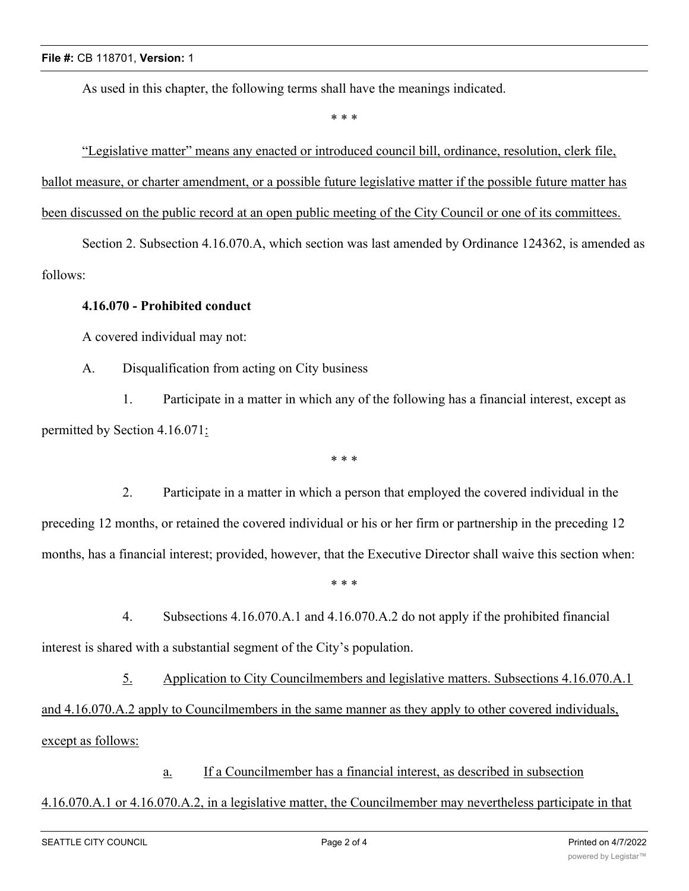As used in this chapter, the following terms shall have the meanings indicated.

\* \* \*

<u>"Legislative matter" means any enacted or introduced council bill, ordinance, resolution, clerk file, ballot measure, or charter amendment, or a possible future legislative matter if the possible future matter has been discussed on the public record at an open public meeting of the City Council or one of its committees.</u>

Section 2. Subsection 4.16.070.A, which section was last amended by Ordinance 124362, is amended as follows:

**4.16.070 - Prohibited conduct**

A covered individual may not:

A. Disqualification from acting on City business

1. Participate in a matter in which any of the following has a financial interest, except as permitted by Section 4.16.071<u>:</u>

\* \* \*

2. Participate in a matter in which a person that employed the covered individual in the preceding 12 months, or retained the covered individual or his or her firm or partnership in the preceding 12 months, has a financial interest; provided, however, that the Executive Director shall waive this section when:

\* \* \*

4. Subsections 4.16.070.A.1 and 4.16.070.A.2 do not apply if the prohibited financial interest is shared with a substantial segment of the City's population.

<u>5.</u> <u>Application to City Councilmembers and legislative matters. Subsections 4.16.070.A.1 and 4.16.070.A.2 apply to Councilmembers in the same manner as they apply to other covered individuals, except as follows:</u>

<u>a.</u> <u>If a Councilmember has a financial interest, as described in subsection 4.16.070.A.1 or 4.16.070.A.2, in a legislative matter, the Councilmember may nevertheless participate in that</u>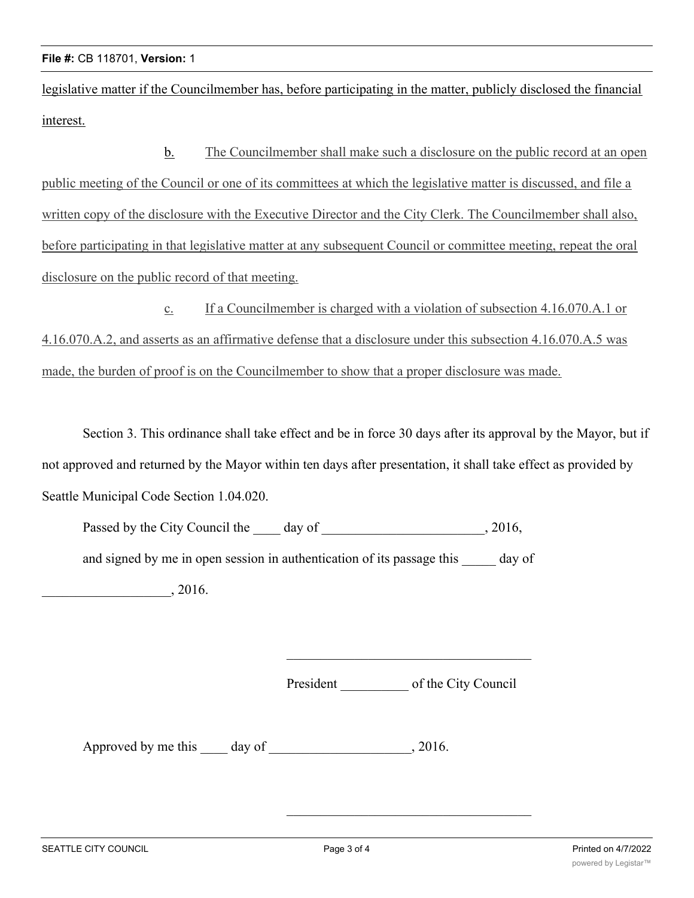legislative matter if the Councilmember has, before participating in the matter, publicly disclosed the financial interest.

b. The Councilmember shall make such a disclosure on the public record at an open public meeting of the Council or one of its committees at which the legislative matter is discussed, and file a written copy of the disclosure with the Executive Director and the City Clerk. The Councilmember shall also, before participating in that legislative matter at any subsequent Council or committee meeting, repeat the oral disclosure on the public record of that meeting.

c. If a Councilmember is charged with a violation of subsection 4.16.070.A.1 or 4.16.070.A.2, and asserts as an affirmative defense that a disclosure under this subsection 4.16.070.A.5 was made, the burden of proof is on the Councilmember to show that a proper disclosure was made.

Section 3. This ordinance shall take effect and be in force 30 days after its approval by the Mayor, but if not approved and returned by the Mayor within ten days after presentation, it shall take effect as provided by Seattle Municipal Code Section 1.04.020.

Passed by the City Council the ____ day of ________________________, 2016, and signed by me in open session in authentication of its passage this _____ day of ___________________, 2016.

_____________________________________

President __________ of the City Council

Approved by me this ____ day of ____________________, 2016.

_____________________________________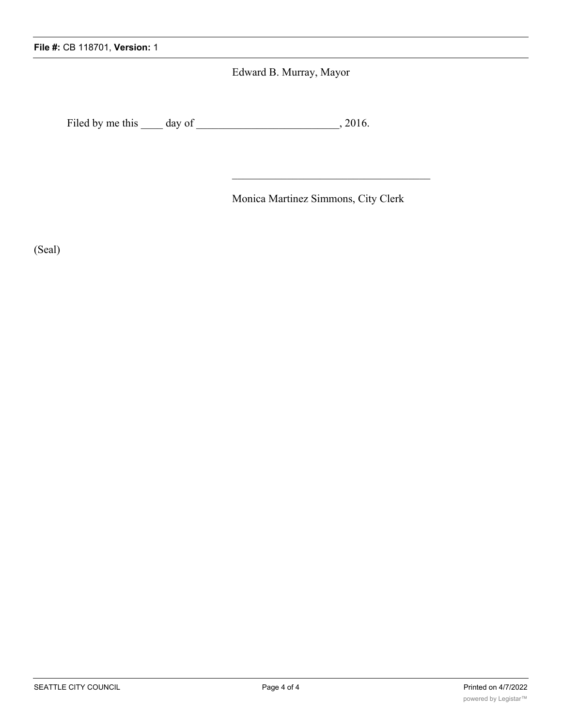Edward B. Murray, Mayor

Filed by me this ____ day of __________________________, 2016.

_____________________________________

Monica Martinez Simmons, City Clerk

(Seal)